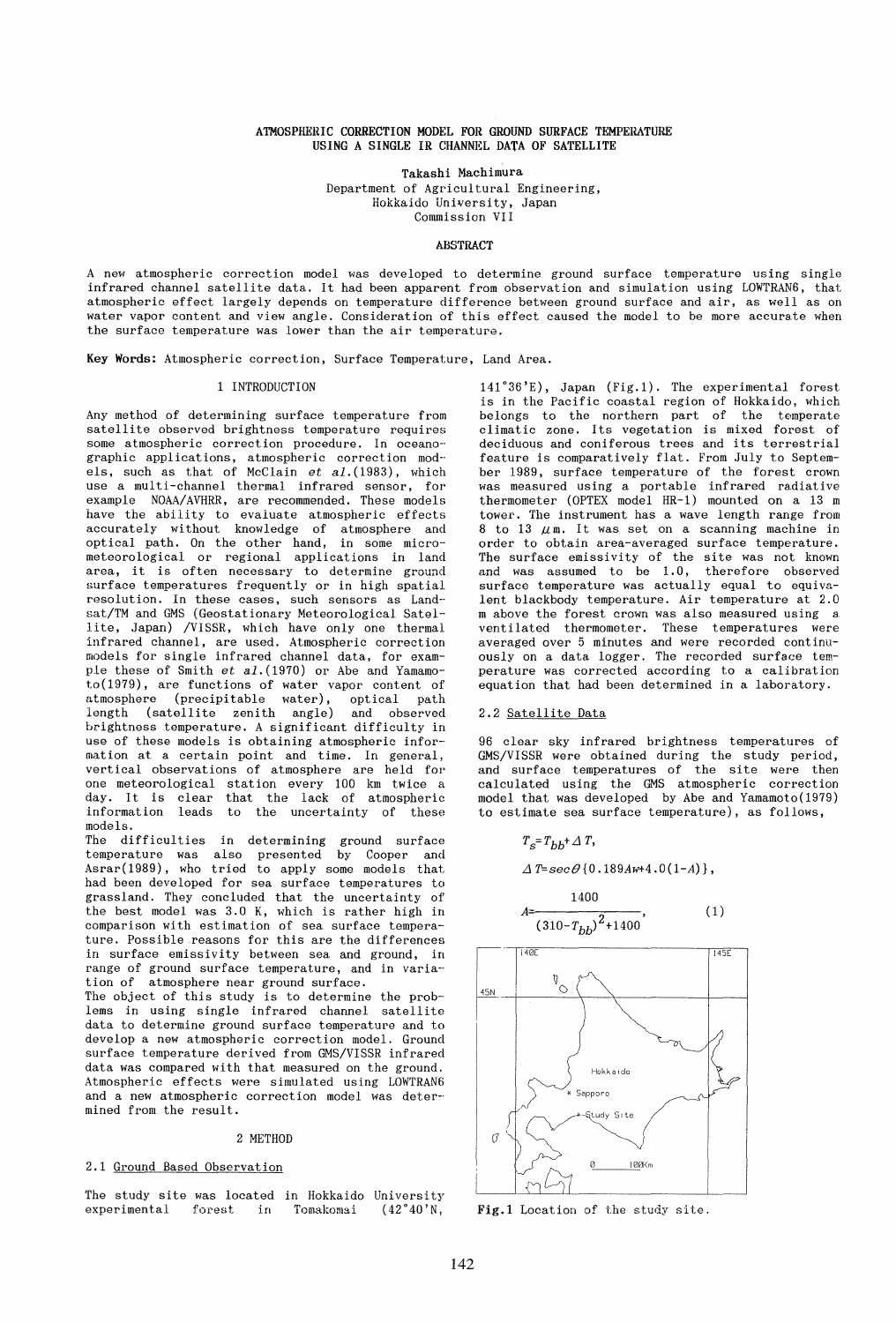# ATMOSPHERIC CORRECTION MODEL FOR GROUND SURFACE TEMPERATURE USING A SINGLE IR CHANNEL DATA OF SATELLITE

Takashi Machimura
Department of Agricultural Engineering,
Hokkaido University, Japan
Commission VII

## ABSTRACT

A new atmospheric correction model was developed to determine ground surface temperature using single infrared channel satellite data. It had been apparent from observation and simulation using LOWTRAN6, that atmospheric effect largely depends on temperature difference between ground surface and air, as well as on water vapor content and view angle. Consideration of this effect caused the model to be more accurate when the surface temperature was lower than the air temperature.

**Key Words:** Atmospheric correction, Surface Temperature, Land Area.

## 1 INTRODUCTION

Any method of determining surface temperature from satellite observed brightness temperature requires some atmospheric correction procedure. In oceanographic applications, atmospheric correction models, such as that of McClain *et al.*(1983), which use a multi-channel thermal infrared sensor, for example NOAA/AVHRR, are recommended. These models have the ability to evaluate atmospheric effects accurately without knowledge of atmosphere and optical path. On the other hand, in some micrometeorological or regional applications in land area, it is often necessary to determine ground surface temperatures frequently or in high spatial resolution. In these cases, such sensors as Landsat/TM and GMS (Geostationary Meteorological Satellite, Japan) /VISSR, which have only one thermal infrared channel, are used. Atmospheric correction models for single infrared channel data, for example these of Smith *et al.*(1970) or Abe and Yamamoto(1979), are functions of water vapor content of atmosphere (precipitable water), optical path length (satellite zenith angle) and observed brightness temperature. A significant difficulty in use of these models is obtaining atmospheric information at a certain point and time. In general, vertical observations of atmosphere are held for one meteorological station every 100 km twice a day. It is clear that the lack of atmospheric information leads to the uncertainty of these models.

The difficulties in determining ground surface temperature was also presented by Cooper and Asrar(1989), who tried to apply some models that had been developed for sea surface temperatures to grassland. They concluded that the uncertainty of the best model was 3.0 K, which is rather high in comparison with estimation of sea surface temperature. Possible reasons for this are the differences in surface emissivity between sea and ground, in range of ground surface temperature, and in variation of atmosphere near ground surface.

The object of this study is to determine the problems in using single infrared channel satellite data to determine ground surface temperature and to develop a new atmospheric correction model. Ground surface temperature derived from GMS/VISSR infrared data was compared with that measured on the ground. Atmospheric effects were simulated using LOWTRAN6 and a new atmospheric correction model was determined from the result.

## 2 METHOD

### 2.1 Ground Based Observation

The study site was located in Hokkaido University experimental forest in Tomakomai (42°40'N, 141°36'E), Japan (Fig.1). The experimental forest is in the Pacific coastal region of Hokkaido, which belongs to the northern part of the temperate climatic zone. Its vegetation is mixed forest of deciduous and coniferous trees and its terrestrial feature is comparatively flat. From July to September 1989, surface temperature of the forest crown was measured using a portable infrared radiative thermometer (OPTEX model HR-1) mounted on a 13 m tower. The instrument has a wave length range from 8 to 13 $\mu$m. It was set on a scanning machine in order to obtain area-averaged surface temperature. The surface emissivity of the site was not known and was assumed to be 1.0, therefore observed surface temperature was actually equal to equivalent blackbody temperature. Air temperature at 2.0 m above the forest crown was also measured using a ventilated thermometer. These temperatures were averaged over 5 minutes and were recorded continuously on a data logger. The recorded surface temperature was corrected according to a calibration equation that had been determined in a laboratory.

### 2.2 Satellite Data

96 clear sky infrared brightness temperatures of GMS/VISSR were obtained during the study period, and surface temperatures of the site were then calculated using the GMS atmospheric correction model that was developed by Abe and Yamamoto(1979) to estimate sea surface temperature), as follows,

$$T_s = T_{bb} + \Delta T,$$

$$\Delta T = \sec\theta\{0.189Aw + 4.0(1-A)\},$$

$$A = \frac{1400}{(310-T_{bb})^2+1400}, \qquad (1)$$

Fig.1 Location of the study site.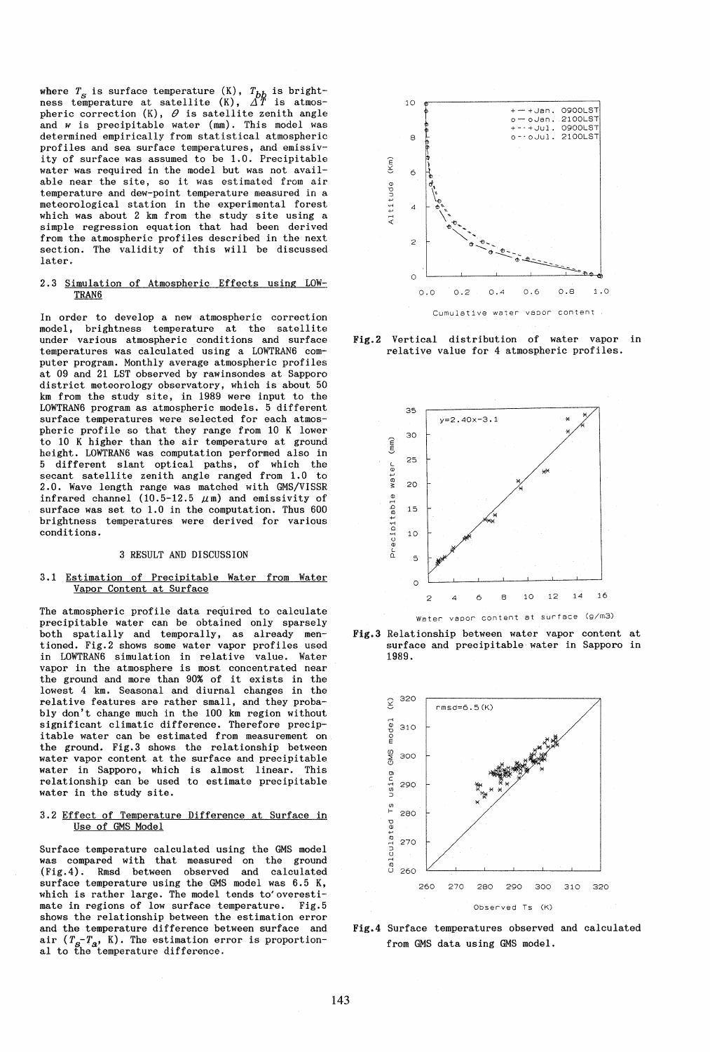where $T_s$ is surface temperature (K), $T_{bb}$ is brightness temperature at satellite (K), $\Delta T$ is atmospheric correction (K), $\theta$ is satellite zenith angle and $w$ is precipitable water (mm). This model was determined empirically from statistical atmospheric profiles and sea surface temperatures, and emissivity of surface was assumed to be 1.0. Precipitable water was required in the model but was not available near the site, so it was estimated from air temperature and dew-point temperature measured in a meteorological station in the experimental forest which was about 2 km from the study site using a simple regression equation that had been derived from the atmospheric profiles described in the next section. The validity of this will be discussed later.

### 2.3 Simulation of Atmospheric Effects using LOWTRAN6

In order to develop a new atmospheric correction model, brightness temperature at the satellite under various atmospheric conditions and surface temperatures was calculated using a LOWTRAN6 computer program. Monthly average atmospheric profiles at 09 and 21 LST observed by rawinsondes at Sapporo district meteorology observatory, which is about 50 km from the study site, in 1989 were input to the LOWTRAN6 program as atmospheric models. 5 different surface temperatures were selected for each atmospheric profile so that they range from 10 K lower to 10 K higher than the air temperature at ground height. LOWTRAN6 was computation performed also in 5 different slant optical paths, of which the secant satellite zenith angle ranged from 1.0 to 2.0. Wave length range was matched with GMS/VISSR infrared channel (10.5-12.5 $\mu$m) and emissivity of surface was set to 1.0 in the computation. Thus 600 brightness temperatures were derived for various conditions.

## 3 RESULT AND DISCUSSION

### 3.1 Estimation of Precipitable Water from Water Vapor Content at Surface

The atmospheric profile data required to calculate precipitable water can be obtained only sparsely both spatially and temporally, as already mentioned. Fig.2 shows some water vapor profiles used in LOWTRAN6 simulation in relative value. Water vapor in the atmosphere is most concentrated near the ground and more than 90% of it exists in the lowest 4 km. Seasonal and diurnal changes in the relative features are rather small, and they probably don't change much in the 100 km region without significant climatic difference. Therefore precipitable water can be estimated from measurement on the ground. Fig.3 shows the relationship between water vapor content at the surface and precipitable water in Sapporo, which is almost linear. This relationship can be used to estimate precipitable water in the study site.

### 3.2 Effect of Temperature Difference at Surface in Use of GMS Model

Surface temperature calculated using the GMS model was compared with that measured on the ground (Fig.4). Rmsd between observed and calculated surface temperature using the GMS model was 6.5 K, which is rather large. The model tends to overestimate in regions of low surface temperature. Fig.5 shows the relationship between the estimation error and the temperature difference between surface and air ($T_s$-$T_a$, K). The estimation error is proportional to the temperature difference.

**Fig.2** Vertical distribution of water vapor in relative value for 4 atmospheric profiles.

**Fig.3** Relationship between water vapor content at surface and precipitable water in Sapporo in 1989.

**Fig.4** Surface temperatures observed and calculated from GMS data using GMS model.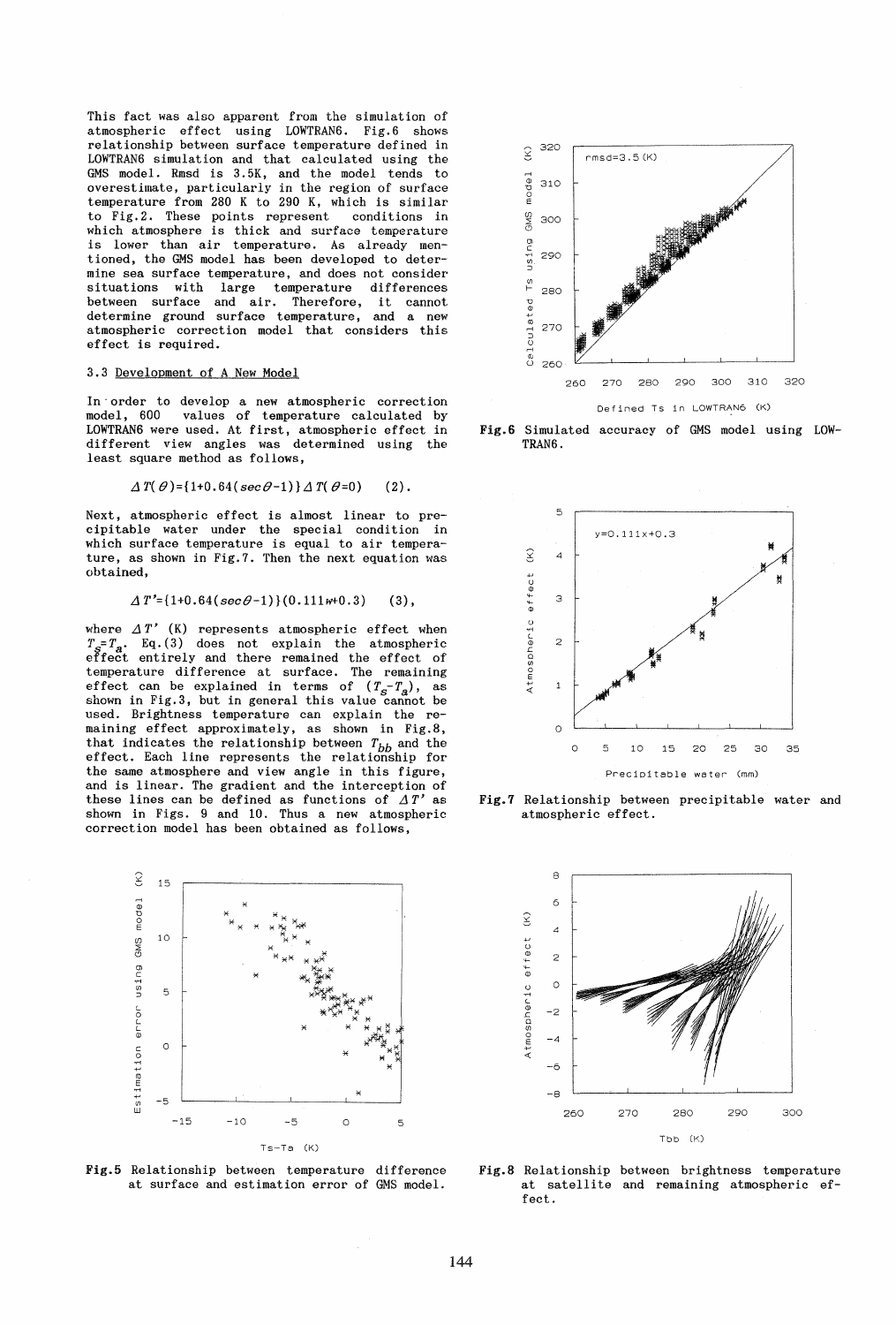This fact was also apparent from the simulation of atmospheric effect using LOWTRAN6. Fig.6 shows relationship between surface temperature defined in LOWTRAN6 simulation and that calculated using the GMS model. Rmsd is 3.5K, and the model tends to overestimate, particularly in the region of surface temperature from 280 K to 290 K, which is similar to Fig.2. These points represent conditions in which atmosphere is thick and surface temperature is lower than air temperature. As already mentioned, the GMS model has been developed to determine sea surface temperature, and does not consider situations with large temperature differences between surface and air. Therefore, it cannot determine ground surface temperature, and a new atmospheric correction model that considers this effect is required.

### 3.3 Development of A New Model

In order to develop a new atmospheric correction model, 600 values of temperature calculated by LOWTRAN6 were used. At first, atmospheric effect in different view angles was determined using the least square method as follows,

$$\Delta T(\theta)=\{1+0.64(\sec\theta-1)\}\Delta T(\theta=0) \quad (2).$$

Next, atmospheric effect is almost linear to precipitable water under the special condition in which surface temperature is equal to air temperature, as shown in Fig.7. Then the next equation was obtained,

$$\Delta T'=\{1+0.64(\sec\theta-1)\}(0.111w+0.3) \quad (3),$$

where $\Delta T'$ (K) represents atmospheric effect when $T_s=T_a$. Eq.(3) does not explain the atmospheric effect entirely and there remained the effect of temperature difference at surface. The remaining effect can be explained in terms of $(T_s-T_a)$, as shown in Fig.3, but in general this value cannot be used. Brightness temperature can explain the remaining effect approximately, as shown in Fig.8, that indicates the relationship between $T_{bb}$ and the effect. Each line represents the relationship for the same atmosphere and view angle in this figure, and is linear. The gradient and the interception of these lines can be defined as functions of $\Delta T'$ as shown in Figs. 9 and 10. Thus a new atmospheric correction model has been obtained as follows,

**Fig.5** Relationship between temperature difference at surface and estimation error of GMS model.

**Fig.6** Simulated accuracy of GMS model using LOWTRAN6.

**Fig.7** Relationship between precipitable water and atmospheric effect.

**Fig.8** Relationship between brightness temperature at satellite and remaining atmospheric effect.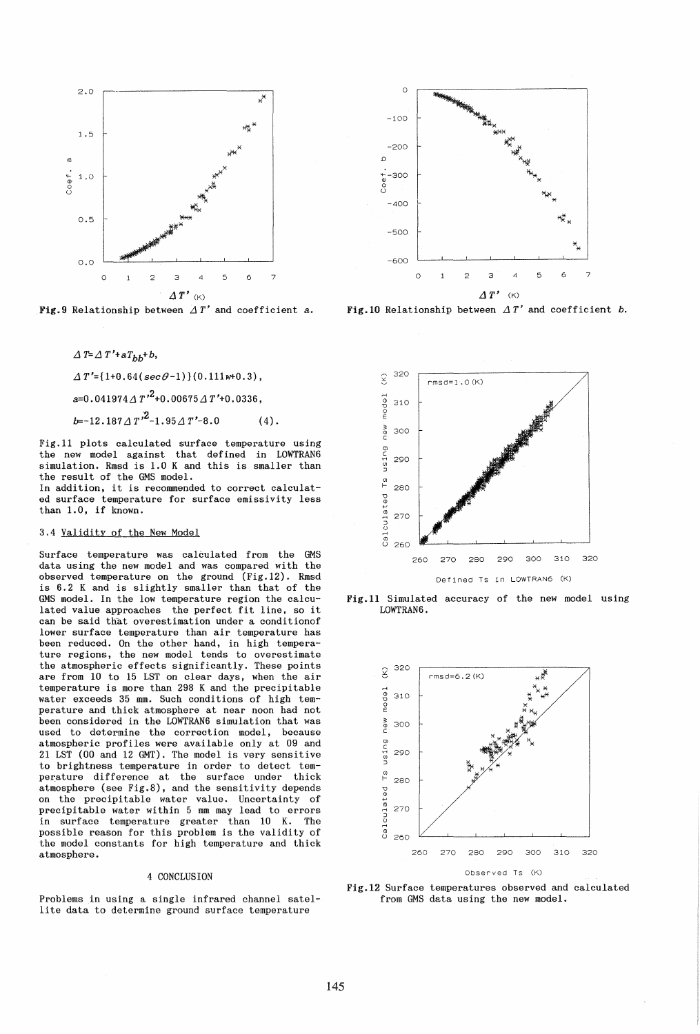Fig.9 Relationship between $\Delta T'$ and coefficient $a$.

Fig.10 Relationship between $\Delta T'$ and coefficient $b$.

$$\Delta T = \Delta T' + aT_{bb} + b,$$

$$\Delta T' = \{1 + 0.64(\sec\theta - 1)\}(0.111w + 0.3),$$

$$a = 0.041974\Delta T'^2 + 0.00675\Delta T' + 0.0336,$$

$$b = -12.187\Delta T'^2 - 1.95\Delta T' - 8.0 \qquad (4).$$

Fig.11 plots calculated surface temperature using the new model against that defined in LOWTRAN6 simulation. Rmsd is 1.0 K and this is smaller than the result of the GMS model.

In addition, it is recommended to correct calculated surface temperature for surface emissivity less than 1.0, if known.

### 3.4 Validity of the New Model

Surface temperature was calculated from the GMS data using the new model and was compared with the observed temperature on the ground (Fig.12). Rmsd is 6.2 K and is slightly smaller than that of the GMS model. In the low temperature region the calculated value approaches the perfect fit line, so it can be said that overestimation under a conditionof lower surface temperature than air temperature has been reduced. On the other hand, in high temperature regions, the new model tends to overestimate the atmospheric effects significantly. These points are from 10 to 15 LST on clear days, when the air temperature is more than 298 K and the precipitable water exceeds 35 mm. Such conditions of high temperature and thick atmosphere at near noon had not been considered in the LOWTRAN6 simulation that was used to determine the correction model, because atmospheric profiles were available only at 09 and 21 LST (00 and 12 GMT). The model is very sensitive to brightness temperature in order to detect temperature difference at the surface under thick atmosphere (see Fig.8), and the sensitivity depends on the precipitable water value. Uncertainty of precipitable water within 5 mm may lead to errors in surface temperature greater than 10 K. The possible reason for this problem is the validity of the model constants for high temperature and thick atmosphere.

Fig.11 Simulated accuracy of the new model using LOWTRAN6.

Fig.12 Surface temperatures observed and calculated from GMS data using the new model.

## 4 CONCLUSION

Problems in using a single infrared channel satellite data to determine ground surface temperature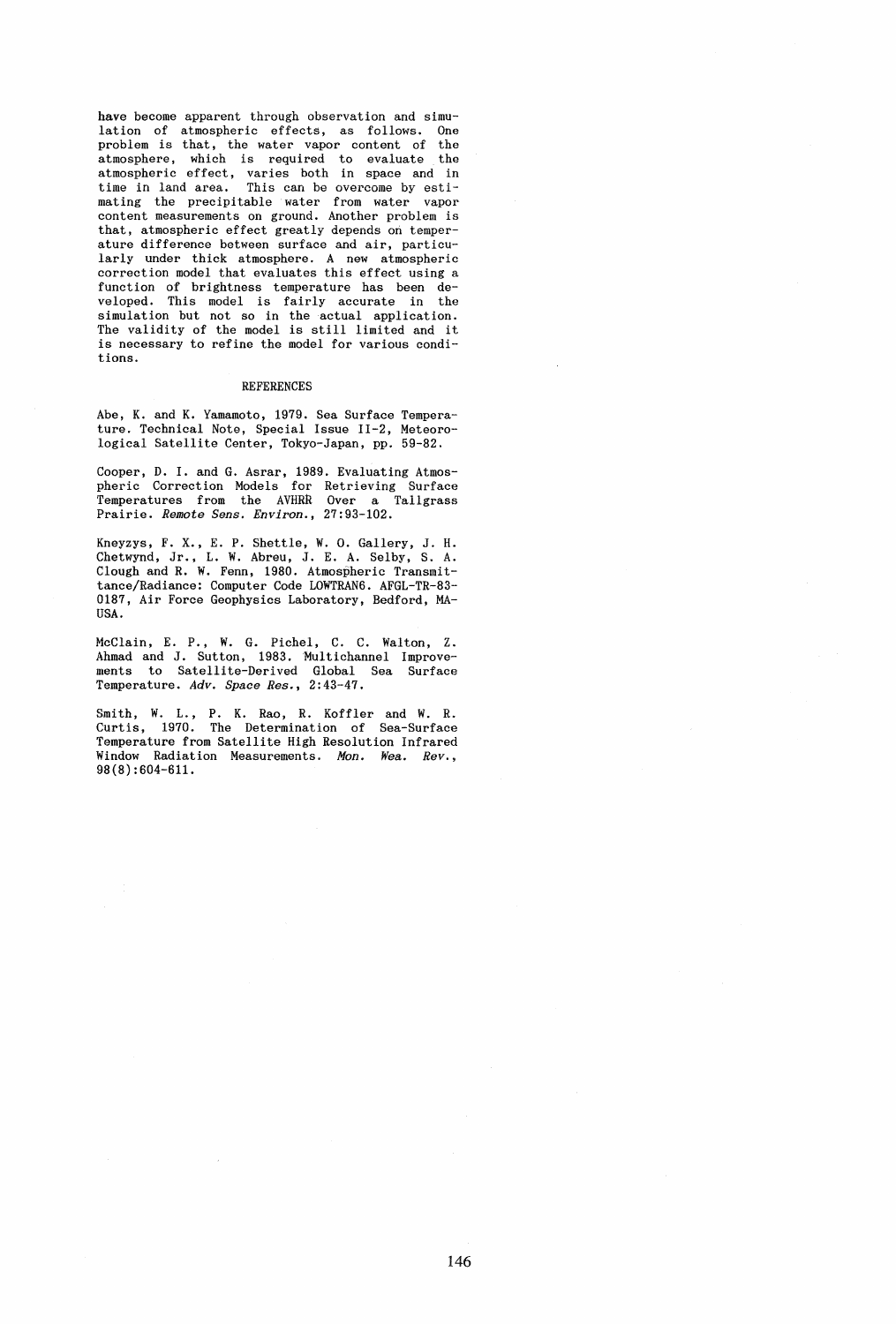have become apparent through observation and simulation of atmospheric effects, as follows. One problem is that, the water vapor content of the atmosphere, which is required to evaluate the atmospheric effect, varies both in space and in time in land area. This can be overcome by estimating the precipitable water from water vapor content measurements on ground. Another problem is that, atmospheric effect greatly depends on temperature difference between surface and air, particularly under thick atmosphere. A new atmospheric correction model that evaluates this effect using a function of brightness temperature has been developed. This model is fairly accurate in the simulation but not so in the actual application. The validity of the model is still limited and it is necessary to refine the model for various conditions.

## REFERENCES

Abe, K. and K. Yamamoto, 1979. Sea Surface Temperature. Technical Note, Special Issue II-2, Meteorological Satellite Center, Tokyo-Japan, pp. 59-82.

Cooper, D. I. and G. Asrar, 1989. Evaluating Atmospheric Correction Models for Retrieving Surface Temperatures from the AVHRR Over a Tallgrass Prairie. *Remote Sens. Environ.*, 27:93-102.

Kneyzys, F. X., E. P. Shettle, W. O. Gallery, J. H. Chetwynd, Jr., L. W. Abreu, J. E. A. Selby, S. A. Clough and R. W. Fenn, 1980. Atmospheric Transmittance/Radiance: Computer Code LOWTRAN6. AFGL-TR-83-0187, Air Force Geophysics Laboratory, Bedford, MA-USA.

McClain, E. P., W. G. Pichel, C. C. Walton, Z. Ahmad and J. Sutton, 1983. Multichannel Improvements to Satellite-Derived Global Sea Surface Temperature. *Adv. Space Res.*, 2:43-47.

Smith, W. L., P. K. Rao, R. Koffler and W. R. Curtis, 1970. The Determination of Sea-Surface Temperature from Satellite High Resolution Infrared Window Radiation Measurements. *Mon. Wea. Rev.*, 98(8):604-611.